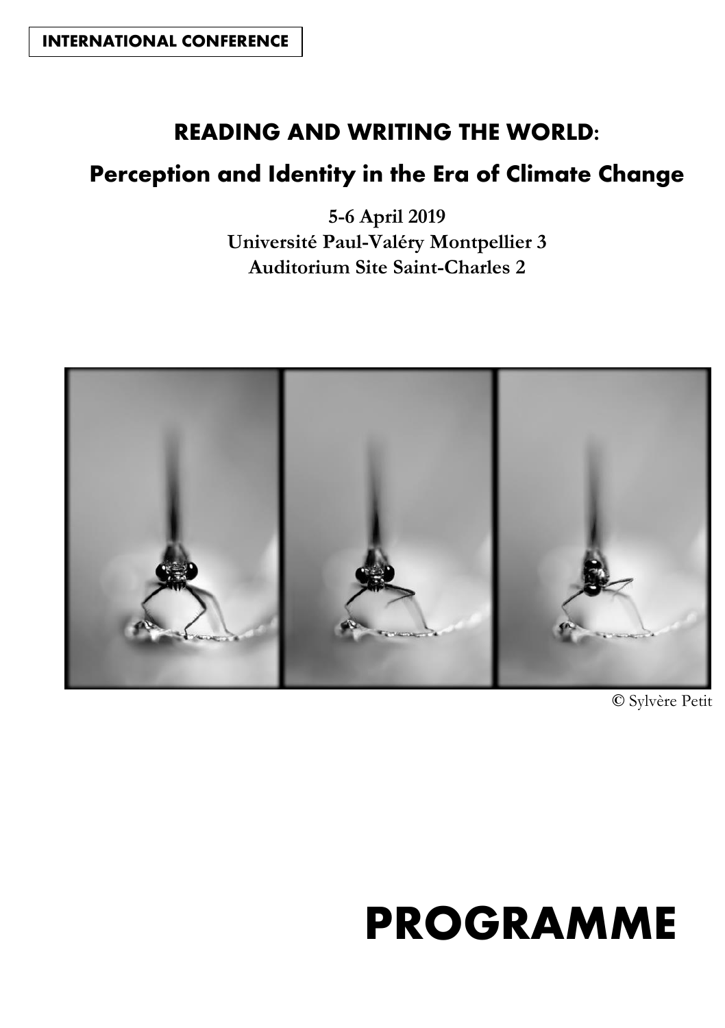**INTERNATIONAL CONFERENCE**

# READING AND WRITING THE WORLD:

## Perception and Identity in the Era of Climate Change

**5-6 April 2019**
**Université Paul-Valéry Montpellier 3**
**Auditorium Site Saint-Charles 2**

© Sylvère Petit

# PROGRAMME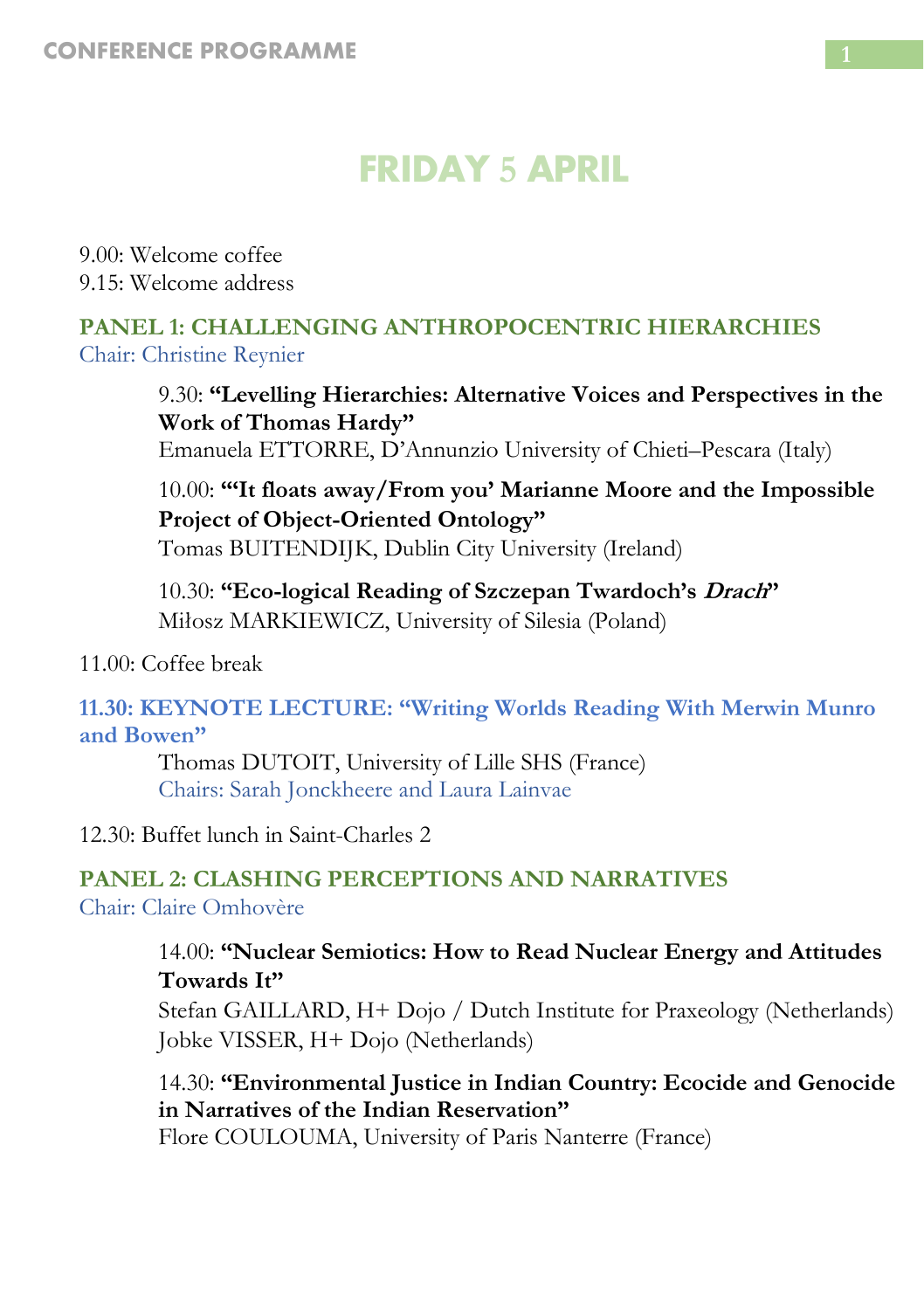# FRIDAY 5 APRIL

9.00: Welcome coffee
9.15: Welcome address

## PANEL 1: CHALLENGING ANTHROPOCENTRIC HIERARCHIES

Chair: Christine Reynier

9.30: **"Levelling Hierarchies: Alternative Voices and Perspectives in the Work of Thomas Hardy"**
Emanuela ETTORRE, D'Annunzio University of Chieti–Pescara (Italy)

10.00: **"'It floats away/From you' Marianne Moore and the Impossible Project of Object-Oriented Ontology"**
Tomas BUITENDIJK, Dublin City University (Ireland)

10.30: **"Eco-logical Reading of Szczepan Twardoch's *Drach*"**
Miłosz MARKIEWICZ, University of Silesia (Poland)

11.00: Coffee break

## 11.30: KEYNOTE LECTURE: "Writing Worlds Reading With Merwin Munro and Bowen"

Thomas DUTOIT, University of Lille SHS (France)
Chairs: Sarah Jonckheere and Laura Lainvae

12.30: Buffet lunch in Saint-Charles 2

## PANEL 2: CLASHING PERCEPTIONS AND NARRATIVES

Chair: Claire Omhovère

14.00: **"Nuclear Semiotics: How to Read Nuclear Energy and Attitudes Towards It"**
Stefan GAILLARD, H+ Dojo / Dutch Institute for Praxeology (Netherlands)
Jobke VISSER, H+ Dojo (Netherlands)

14.30: **"Environmental Justice in Indian Country: Ecocide and Genocide in Narratives of the Indian Reservation"**
Flore COULOUMA, University of Paris Nanterre (France)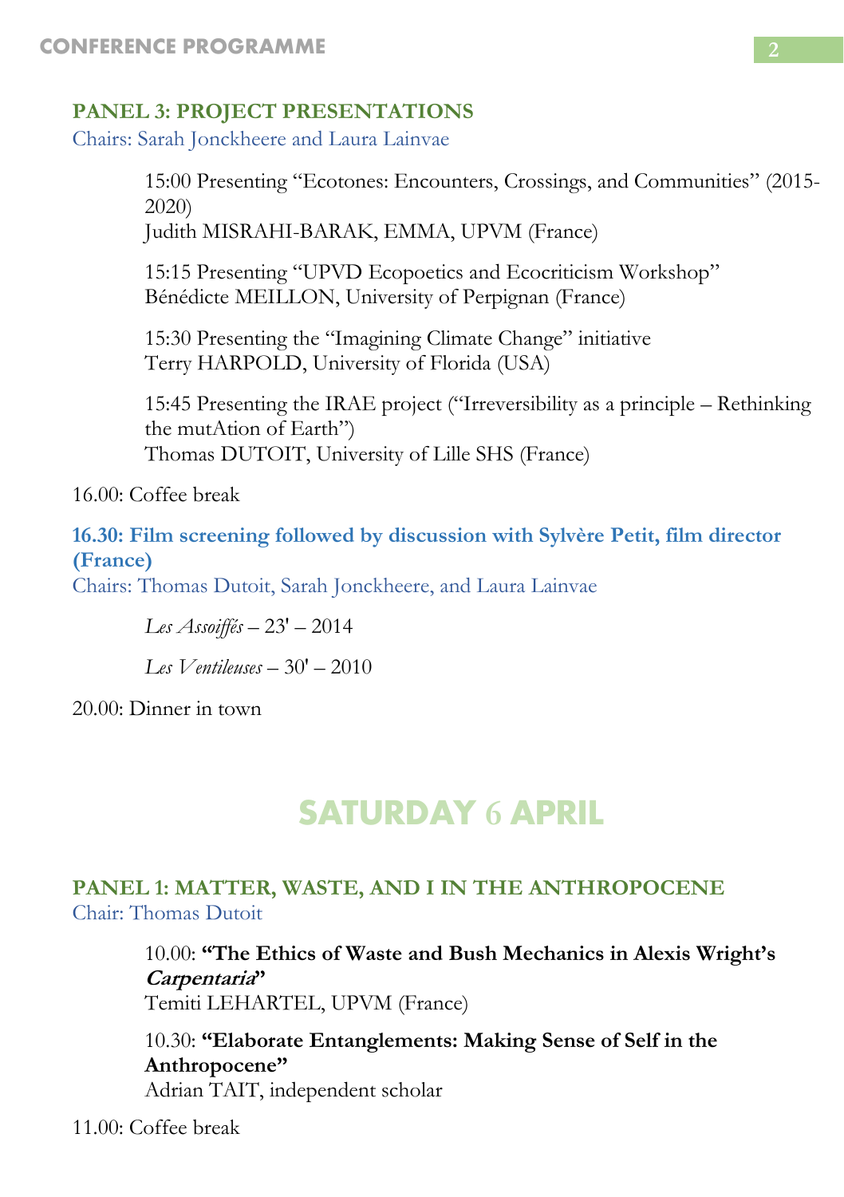### PANEL 3: PROJECT PRESENTATIONS

Chairs: Sarah Jonckheere and Laura Lainvae

15:00 Presenting "Ecotones: Encounters, Crossings, and Communities" (2015-2020)
Judith MISRAHI-BARAK, EMMA, UPVM (France)

15:15 Presenting "UPVD Ecopoetics and Ecocriticism Workshop"
Bénédicte MEILLON, University of Perpignan (France)

15:30 Presenting the "Imagining Climate Change" initiative
Terry HARPOLD, University of Florida (USA)

15:45 Presenting the IRAE project ("Irreversibility as a principle – Rethinking the mutAtion of Earth")
Thomas DUTOIT, University of Lille SHS (France)

16.00: Coffee break

**16.30: Film screening followed by discussion with Sylvère Petit, film director (France)**

Chairs: Thomas Dutoit, Sarah Jonckheere, and Laura Lainvae

*Les Assoiffés* – 23' – 2014

*Les Ventileuses* – 30' – 2010

20.00: Dinner in town

## SATURDAY 6 APRIL

### PANEL 1: MATTER, WASTE, AND I IN THE ANTHROPOCENE

Chair: Thomas Dutoit

10.00: **"The Ethics of Waste and Bush Mechanics in Alexis Wright's *Carpentaria*"**
Temiti LEHARTEL, UPVM (France)

10.30: **"Elaborate Entanglements: Making Sense of Self in the Anthropocene"**
Adrian TAIT, independent scholar

11.00: Coffee break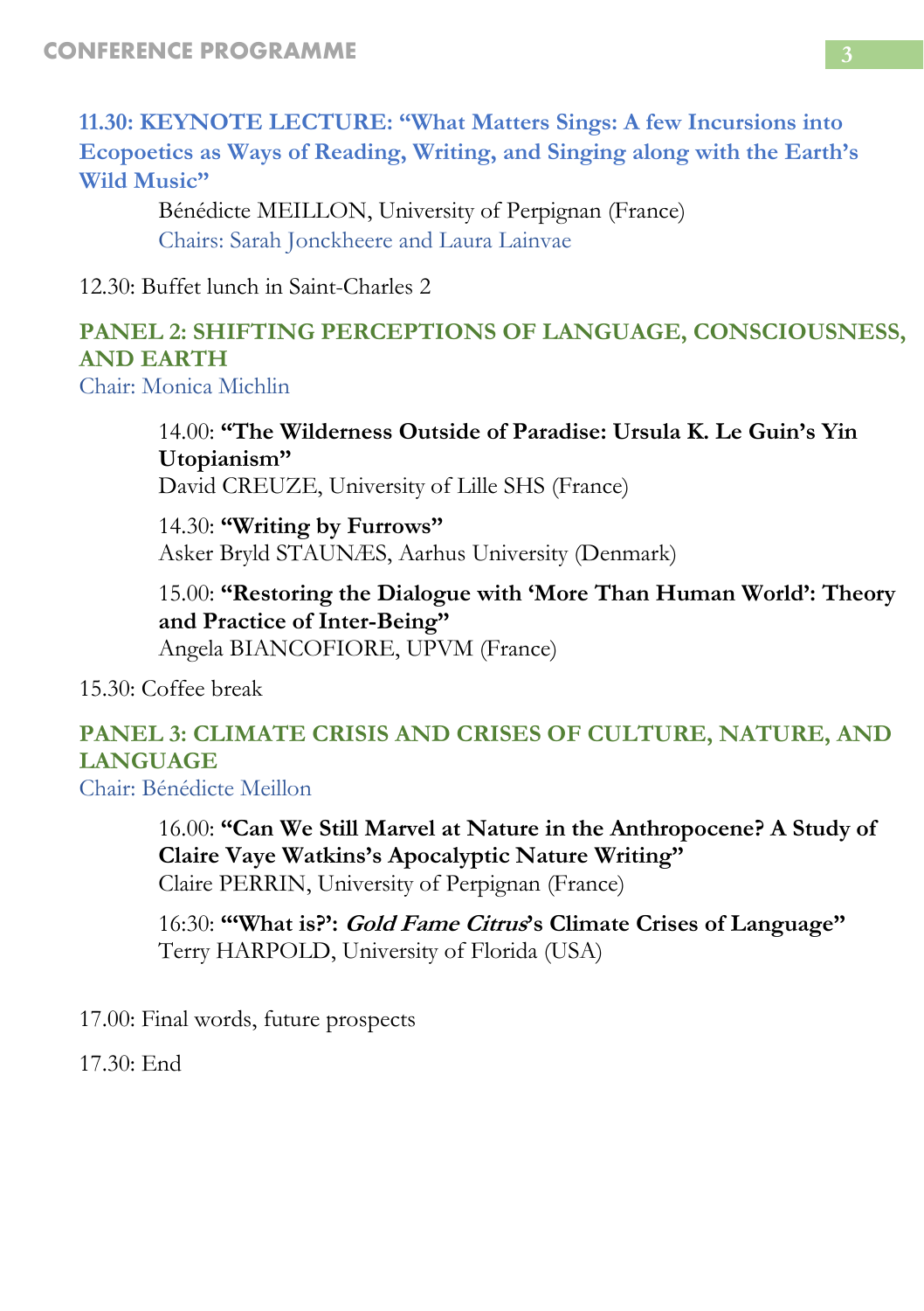### 11.30: KEYNOTE LECTURE: "What Matters Sings: A few Incursions into Ecopoetics as Ways of Reading, Writing, and Singing along with the Earth's Wild Music"

Bénédicte MEILLON, University of Perpignan (France)
Chairs: Sarah Jonckheere and Laura Lainvae

12.30: Buffet lunch in Saint-Charles 2

### PANEL 2: SHIFTING PERCEPTIONS OF LANGUAGE, CONSCIOUSNESS, AND EARTH

Chair: Monica Michlin

14.00: **"The Wilderness Outside of Paradise: Ursula K. Le Guin's Yin Utopianism"**
David CREUZE, University of Lille SHS (France)

14.30: **"Writing by Furrows"**
Asker Bryld STAUNÆS, Aarhus University (Denmark)

15.00: **"Restoring the Dialogue with 'More Than Human World': Theory and Practice of Inter-Being"**
Angela BIANCOFIORE, UPVM (France)

15.30: Coffee break

### PANEL 3: CLIMATE CRISIS AND CRISES OF CULTURE, NATURE, AND LANGUAGE

Chair: Bénédicte Meillon

16.00: **"Can We Still Marvel at Nature in the Anthropocene? A Study of Claire Vaye Watkins's Apocalyptic Nature Writing"**
Claire PERRIN, University of Perpignan (France)

16:30: **"'What is?': *Gold Fame Citrus*'s Climate Crises of Language"**
Terry HARPOLD, University of Florida (USA)

17.00: Final words, future prospects

17.30: End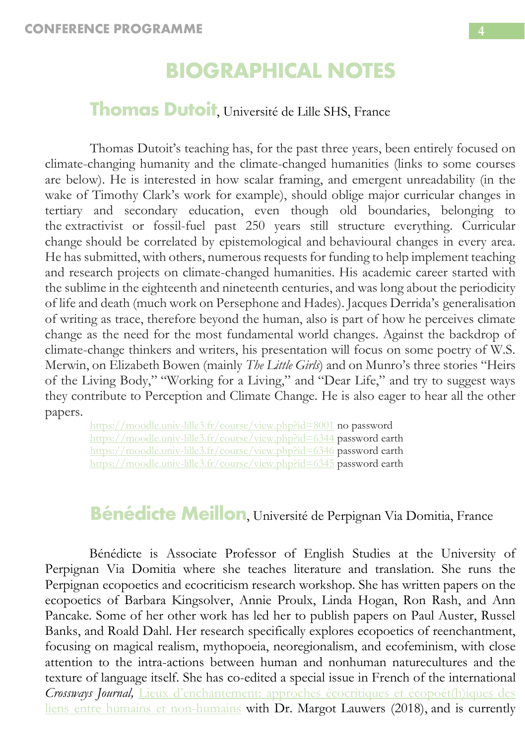# BIOGRAPHICAL NOTES

## Thomas Dutoit, Université de Lille SHS, France

Thomas Dutoit's teaching has, for the past three years, been entirely focused on climate-changing humanity and the climate-changed humanities (links to some courses are below). He is interested in how scalar framing, and emergent unreadability (in the wake of Timothy Clark's work for example), should oblige major curricular changes in tertiary and secondary education, even though old boundaries, belonging to the extractivist or fossil-fuel past 250 years still structure everything. Curricular change should be correlated by epistemological and behavioural changes in every area. He has submitted, with others, numerous requests for funding to help implement teaching and research projects on climate-changed humanities. His academic career started with the sublime in the eighteenth and nineteenth centuries, and was long about the periodicity of life and death (much work on Persephone and Hades). Jacques Derrida's generalisation of writing as trace, therefore beyond the human, also is part of how he perceives climate change as the need for the most fundamental world changes. Against the backdrop of climate-change thinkers and writers, his presentation will focus on some poetry of W.S. Merwin, on Elizabeth Bowen (mainly *The Little Girls*) and on Munro's three stories "Heirs of the Living Body," "Working for a Living," and "Dear Life," and try to suggest ways they contribute to Perception and Climate Change. He is also eager to hear all the other papers.

https://moodle.univ-lille3.fr/course/view.php?id=8001 no password
https://moodle.univ-lille3.fr/course/view.php?id=6344 password earth
https://moodle.univ-lille3.fr/course/view.php?id=6346 password earth
https://moodle.univ-lille3.fr/course/view.php?id=6345 password earth

## Bénédicte Meillon, Université de Perpignan Via Domitia, France

Bénédicte is Associate Professor of English Studies at the University of Perpignan Via Domitia where she teaches literature and translation. She runs the Perpignan ecopoetics and ecocriticism research workshop. She has written papers on the ecopoetics of Barbara Kingsolver, Annie Proulx, Linda Hogan, Ron Rash, and Ann Pancake. Some of her other work has led her to publish papers on Paul Auster, Russel Banks, and Roald Dahl. Her research specifically explores ecopoetics of reenchantment, focusing on magical realism, mythopoeia, neoregionalism, and ecofeminism, with close attention to the intra-actions between human and nonhuman naturecultures and the texture of language itself. She has co-edited a special issue in French of the international *Crossways Journal,* Lieux d'enchantement: approches écocritiques et écopoét(h)iques des liens entre humains et non-humains with Dr. Margot Lauwers (2018), and is currently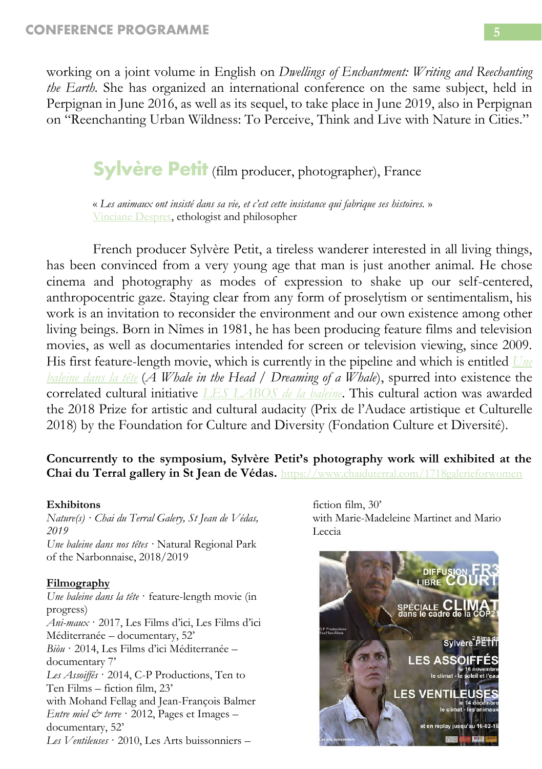working on a joint volume in English on *Dwellings of Enchantment: Writing and Reechanting the Earth*. She has organized an international conference on the same subject, held in Perpignan in June 2016, as well as its sequel, to take place in June 2019, also in Perpignan on "Reenchanting Urban Wildness: To Perceive, Think and Live with Nature in Cities."

## Sylvère Petit (film producer, photographer), France

« *Les animaux ont insisté dans sa vie, et c'est cette insistance qui fabrique ses histoires.* »
Vinciane Despret, ethologist and philosopher

French producer Sylvère Petit, a tireless wanderer interested in all living things, has been convinced from a very young age that man is just another animal. He chose cinema and photography as modes of expression to shake up our self-centered, anthropocentric gaze. Staying clear from any form of proselytism or sentimentalism, his work is an invitation to reconsider the environment and our own existence among other living beings. Born in Nîmes in 1981, he has been producing feature films and television movies, as well as documentaries intended for screen or television viewing, since 2009. His first feature-length movie, which is currently in the pipeline and which is entitled *Une baleine dans la tête* (*A Whale in the Head / Dreaming of a Whale*), spurred into existence the correlated cultural initiative *LES LABOS de la baleine*. This cultural action was awarded the 2018 Prize for artistic and cultural audacity (Prix de l'Audace artistique et Culturelle 2018) by the Foundation for Culture and Diversity (Fondation Culture et Diversité).

**Concurrently to the symposium, Sylvère Petit's photography work will exhibited at the Chai du Terral gallery in St Jean de Védas.** https://www.chaiduterral.com/1718galerieforwomen

**Exhibitons**
*Nature(s)* · *Chai du Terral Galery, St Jean de Védas, 2019*
*Une baleine dans nos têtes* · Natural Regional Park of the Narbonnaise, 2018/2019

**Filmography**
*Une baleine dans la tête* · feature-length movie (in progress)
*Ani-maux* · 2017, Les Films d'ici, Les Films d'ici Méditerranée – documentary, 52'
*Biòu* · 2014, Les Films d'ici Méditerranée – documentary 7'
*Les Assoiffés* · 2014, C-P Productions, Ten to Ten Films – fiction film, 23'
with Mohand Fellag and Jean-François Balmer
*Entre miel & terre* · 2012, Pages et Images – documentary, 52'
*Les Ventileuses* · 2010, Les Arts buissonniers – fiction film, 30'
with Marie-Madeleine Martinet and Mario Leccia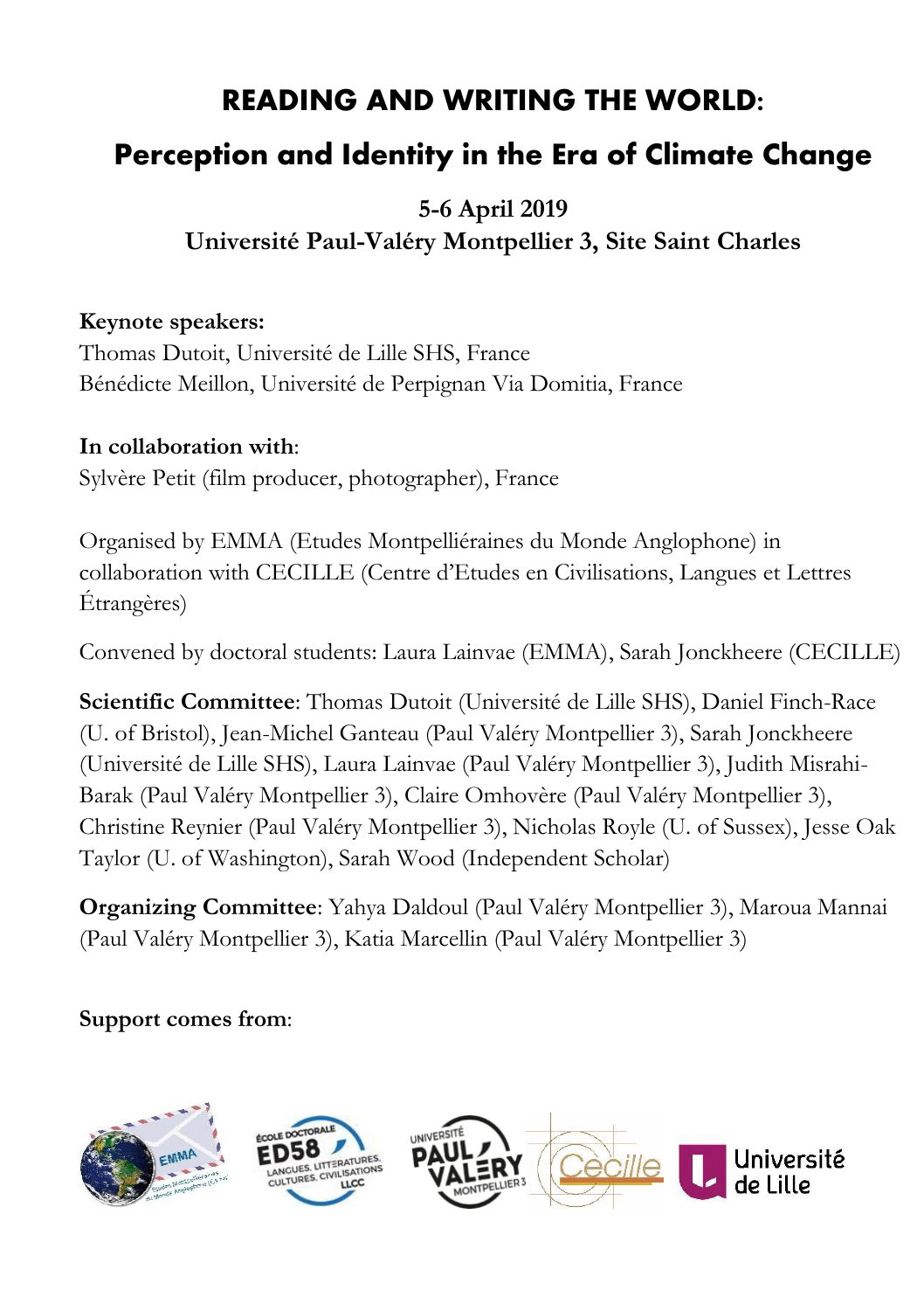# READING AND WRITING THE WORLD:

## Perception and Identity in the Era of Climate Change

**5-6 April 2019**
**Université Paul-Valéry Montpellier 3, Site Saint Charles**

**Keynote speakers:**
Thomas Dutoit, Université de Lille SHS, France
Bénédicte Meillon, Université de Perpignan Via Domitia, France

**In collaboration with**:
Sylvère Petit (film producer, photographer), France

Organised by EMMA (Etudes Montpelliéraines du Monde Anglophone) in collaboration with CECILLE (Centre d'Etudes en Civilisations, Langues et Lettres Étrangères)

Convened by doctoral students: Laura Lainvae (EMMA), Sarah Jonckheere (CECILLE)

**Scientific Committee**: Thomas Dutoit (Université de Lille SHS), Daniel Finch-Race (U. of Bristol), Jean-Michel Ganteau (Paul Valéry Montpellier 3), Sarah Jonckheere (Université de Lille SHS), Laura Lainvae (Paul Valéry Montpellier 3), Judith Misrahi-Barak (Paul Valéry Montpellier 3), Claire Omhovère (Paul Valéry Montpellier 3), Christine Reynier (Paul Valéry Montpellier 3), Nicholas Royle (U. of Sussex), Jesse Oak Taylor (U. of Washington), Sarah Wood (Independent Scholar)

**Organizing Committee**: Yahya Daldoul (Paul Valéry Montpellier 3), Maroua Mannai (Paul Valéry Montpellier 3), Katia Marcellin (Paul Valéry Montpellier 3)

**Support comes from**: